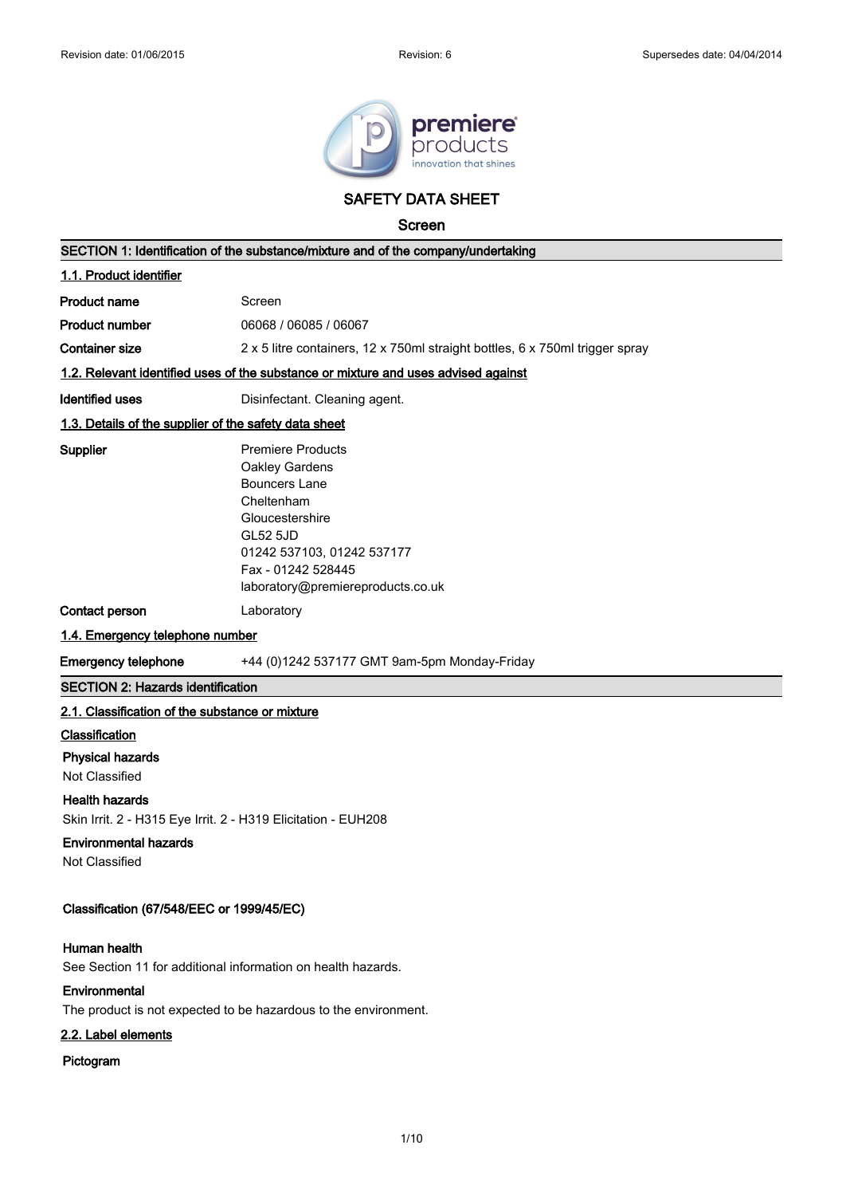Revision date: 01/06/2015 | Revision: 6 | Supersedes date: 04/04/2014

# SAFETY DATA SHEET

## Screen

### SECTION 1: Identification of the substance/mixture and of the company/undertaking

#### 1.1. Product identifier

**Product name** Screen

**Product number** 06068 / 06085 / 06067

**Container size** 2 x 5 litre containers, 12 x 750ml straight bottles, 6 x 750ml trigger spray

#### 1.2. Relevant identified uses of the substance or mixture and uses advised against

**Identified uses** Disinfectant. Cleaning agent.

#### 1.3. Details of the supplier of the safety data sheet

**Supplier**
Premiere Products
Oakley Gardens
Bouncers Lane
Cheltenham
Gloucestershire
GL52 5JD
01242 537103, 01242 537177
Fax - 01242 528445
laboratory@premiereproducts.co.uk

**Contact person** Laboratory

#### 1.4. Emergency telephone number

**Emergency telephone** +44 (0)1242 537177 GMT 9am-5pm Monday-Friday

### SECTION 2: Hazards identification

#### 2.1. Classification of the substance or mixture

**Classification**

**Physical hazards**
Not Classified

**Health hazards**
Skin Irrit. 2 - H315 Eye Irrit. 2 - H319 Elicitation - EUH208

**Environmental hazards**
Not Classified

**Classification (67/548/EEC or 1999/45/EC)**

**Human health**
See Section 11 for additional information on health hazards.

**Environmental**
The product is not expected to be hazardous to the environment.

#### 2.2. Label elements

**Pictogram**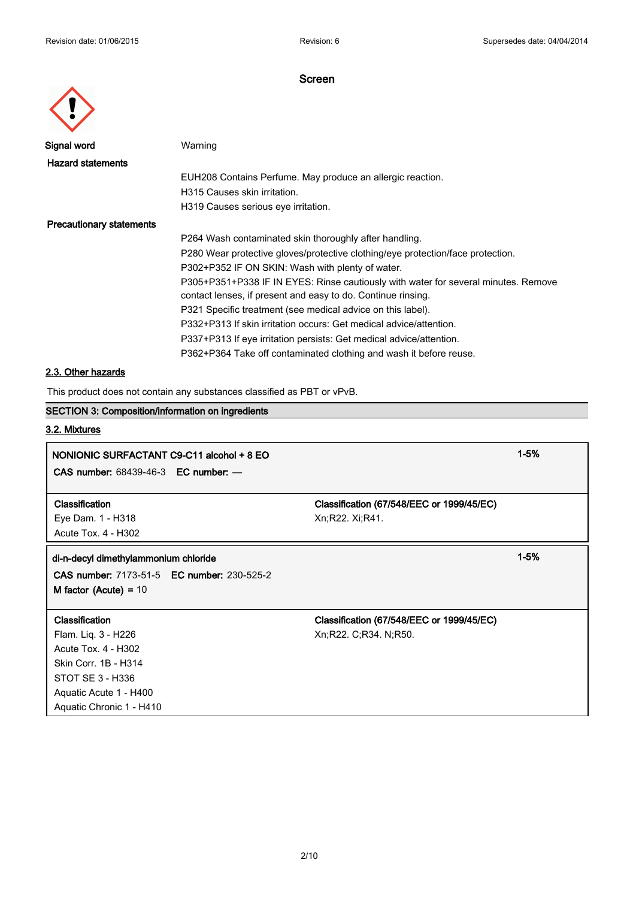Screen

Signal word: Warning

**Hazard statements**

EUH208 Contains Perfume. May produce an allergic reaction.
H315 Causes skin irritation.
H319 Causes serious eye irritation.

**Precautionary statements**

P264 Wash contaminated skin thoroughly after handling.
P280 Wear protective gloves/protective clothing/eye protection/face protection.
P302+P352 IF ON SKIN: Wash with plenty of water.
P305+P351+P338 IF IN EYES: Rinse cautiously with water for several minutes. Remove contact lenses, if present and easy to do. Continue rinsing.
P321 Specific treatment (see medical advice on this label).
P332+P313 If skin irritation occurs: Get medical advice/attention.
P337+P313 If eye irritation persists: Get medical advice/attention.
P362+P364 Take off contaminated clothing and wash it before reuse.

## 2.3. Other hazards

This product does not contain any substances classified as PBT or vPvB.

## SECTION 3: Composition/information on ingredients

### 3.2. Mixtures

| **NONIONIC SURFACTANT C9-C11 alcohol + 8 EO** | | **1-5%** |
|---|---|---|
| **CAS number:** 68439-46-3 **EC number:** — | | |
| **Classification** | **Classification (67/548/EEC or 1999/45/EC)** | |
| Eye Dam. 1 - H318<br>Acute Tox. 4 - H302 | Xn;R22. Xi;R41. | |

| **di-n-decyl dimethylammonium chloride** | | **1-5%** |
|---|---|---|
| **CAS number:** 7173-51-5 **EC number:** 230-525-2 | | |
| **M factor (Acute)** = 10 | | |
| **Classification** | **Classification (67/548/EEC or 1999/45/EC)** | |
| Flam. Liq. 3 - H226<br>Acute Tox. 4 - H302<br>Skin Corr. 1B - H314<br>STOT SE 3 - H336<br>Aquatic Acute 1 - H400<br>Aquatic Chronic 1 - H410 | Xn;R22. C;R34. N;R50. | |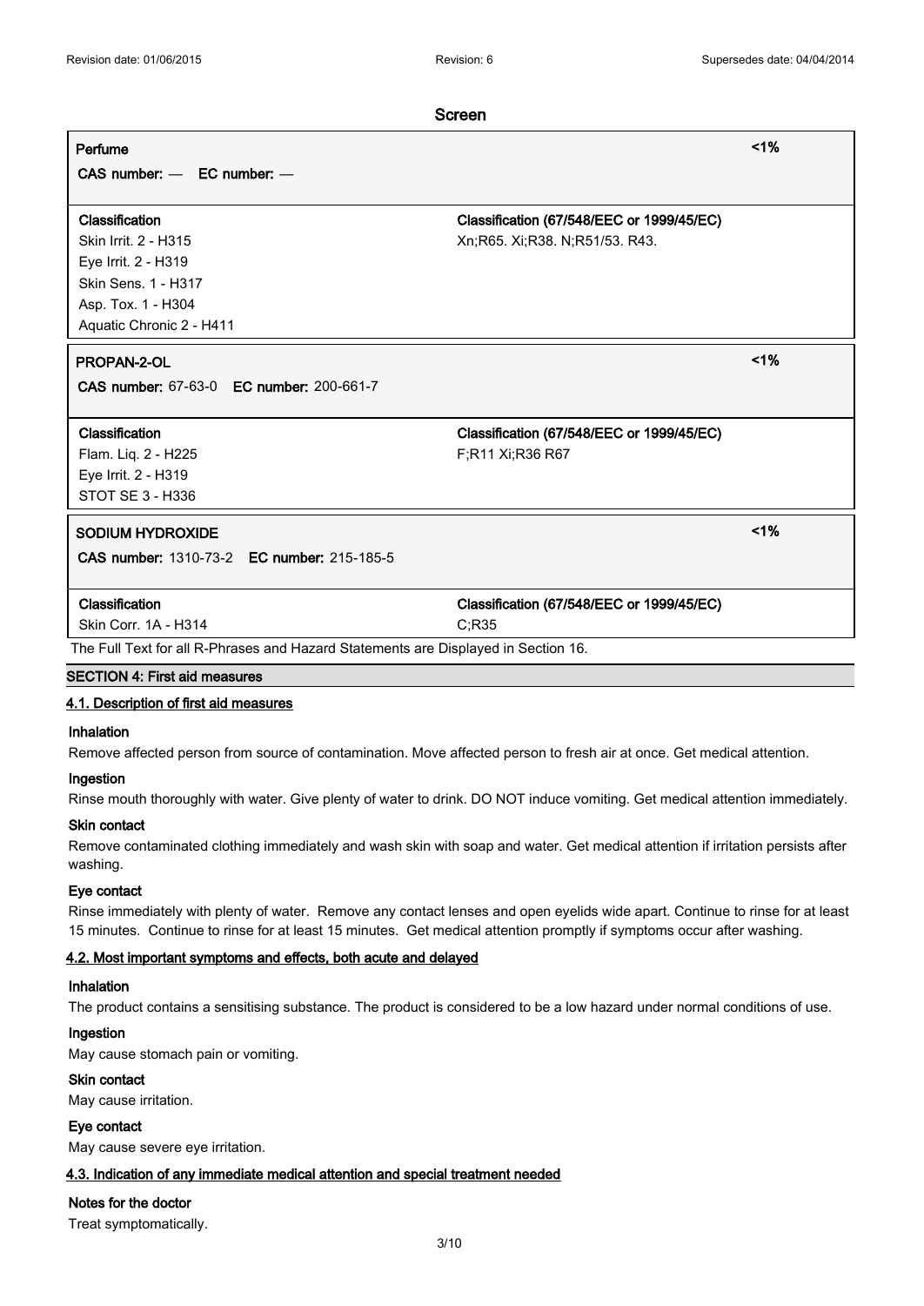# Screen

| Perfume | | <1% |
|---|---|---|
| CAS number: — EC number: — | | |
| **Classification** | **Classification (67/548/EEC or 1999/45/EC)** | |
| Skin Irrit. 2 - H315<br>Eye Irrit. 2 - H319<br>Skin Sens. 1 - H317<br>Asp. Tox. 1 - H304<br>Aquatic Chronic 2 - H411 | Xn;R65. Xi;R38. N;R51/53. R43. | |

| PROPAN-2-OL | | <1% |
|---|---|---|
| **CAS number:** 67-63-0 **EC number:** 200-661-7 | | |
| **Classification** | **Classification (67/548/EEC or 1999/45/EC)** | |
| Flam. Liq. 2 - H225<br>Eye Irrit. 2 - H319<br>STOT SE 3 - H336 | F;R11 Xi;R36 R67 | |

| SODIUM HYDROXIDE | | <1% |
|---|---|---|
| **CAS number:** 1310-73-2 **EC number:** 215-185-5 | | |
| **Classification** | **Classification (67/548/EEC or 1999/45/EC)** | |
| Skin Corr. 1A - H314 | C;R35 | |

The Full Text for all R-Phrases and Hazard Statements are Displayed in Section 16.

## SECTION 4: First aid measures

### 4.1. Description of first aid measures

**Inhalation**

Remove affected person from source of contamination. Move affected person to fresh air at once. Get medical attention.

**Ingestion**

Rinse mouth thoroughly with water. Give plenty of water to drink. DO NOT induce vomiting. Get medical attention immediately.

**Skin contact**

Remove contaminated clothing immediately and wash skin with soap and water. Get medical attention if irritation persists after washing.

**Eye contact**

Rinse immediately with plenty of water. Remove any contact lenses and open eyelids wide apart. Continue to rinse for at least 15 minutes. Continue to rinse for at least 15 minutes. Get medical attention promptly if symptoms occur after washing.

### 4.2. Most important symptoms and effects, both acute and delayed

**Inhalation**

The product contains a sensitising substance. The product is considered to be a low hazard under normal conditions of use.

**Ingestion**

May cause stomach pain or vomiting.

**Skin contact**

May cause irritation.

**Eye contact**

May cause severe eye irritation.

### 4.3. Indication of any immediate medical attention and special treatment needed

**Notes for the doctor**

Treat symptomatically.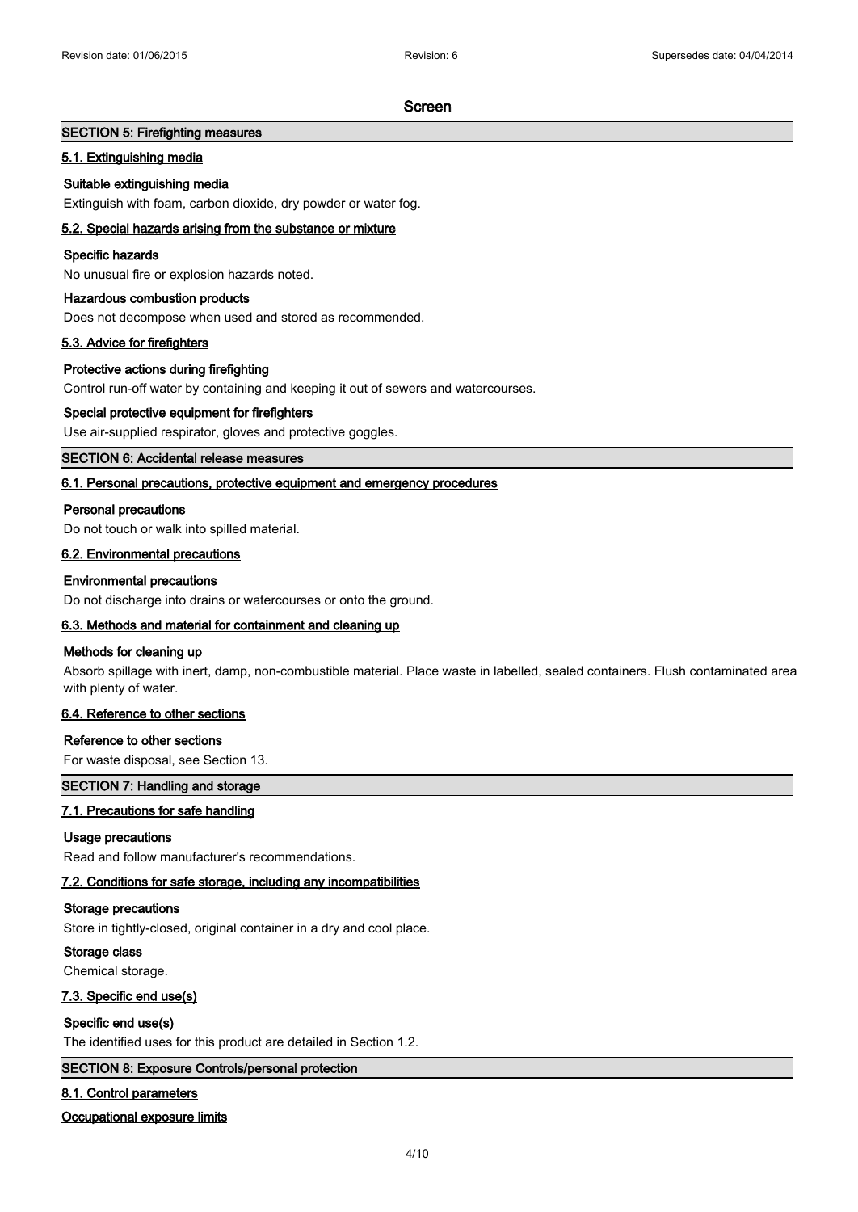## SECTION 5: Firefighting measures

### 5.1. Extinguishing media

**Suitable extinguishing media**

Extinguish with foam, carbon dioxide, dry powder or water fog.

### 5.2. Special hazards arising from the substance or mixture

**Specific hazards**

No unusual fire or explosion hazards noted.

**Hazardous combustion products**

Does not decompose when used and stored as recommended.

### 5.3. Advice for firefighters

**Protective actions during firefighting**

Control run-off water by containing and keeping it out of sewers and watercourses.

**Special protective equipment for firefighters**

Use air-supplied respirator, gloves and protective goggles.

## SECTION 6: Accidental release measures

### 6.1. Personal precautions, protective equipment and emergency procedures

**Personal precautions**

Do not touch or walk into spilled material.

### 6.2. Environmental precautions

**Environmental precautions**

Do not discharge into drains or watercourses or onto the ground.

### 6.3. Methods and material for containment and cleaning up

**Methods for cleaning up**

Absorb spillage with inert, damp, non-combustible material. Place waste in labelled, sealed containers. Flush contaminated area with plenty of water.

### 6.4. Reference to other sections

**Reference to other sections**

For waste disposal, see Section 13.

## SECTION 7: Handling and storage

### 7.1. Precautions for safe handling

**Usage precautions**

Read and follow manufacturer's recommendations.

### 7.2. Conditions for safe storage, including any incompatibilities

**Storage precautions**

Store in tightly-closed, original container in a dry and cool place.

**Storage class**

Chemical storage.

### 7.3. Specific end use(s)

**Specific end use(s)**

The identified uses for this product are detailed in Section 1.2.

## SECTION 8: Exposure Controls/personal protection

### 8.1. Control parameters

**Occupational exposure limits**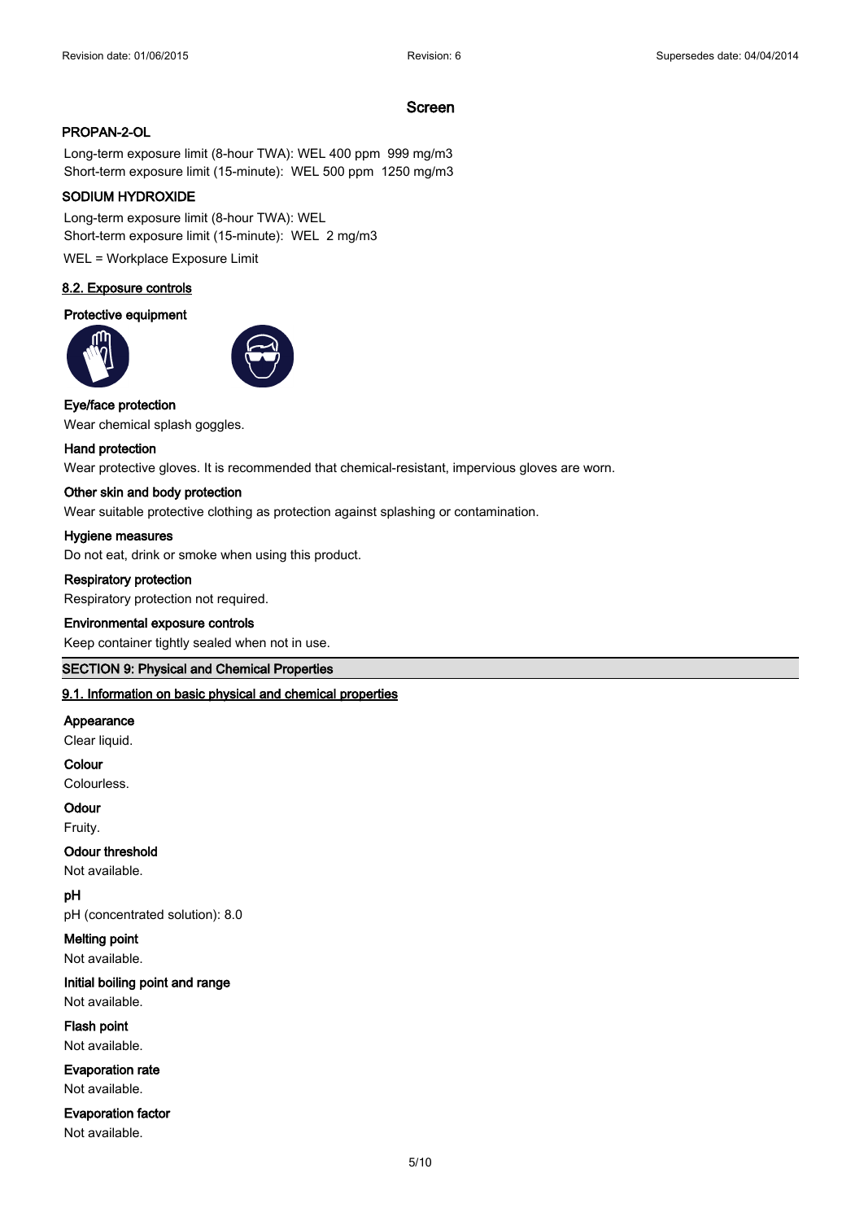**Screen**

**PROPAN-2-OL**

Long-term exposure limit (8-hour TWA): WEL 400 ppm 999 mg/m3
Short-term exposure limit (15-minute): WEL 500 ppm 1250 mg/m3

**SODIUM HYDROXIDE**

Long-term exposure limit (8-hour TWA): WEL
Short-term exposure limit (15-minute): WEL 2 mg/m3

WEL = Workplace Exposure Limit

### 8.2. Exposure controls

**Protective equipment**

**Eye/face protection**
Wear chemical splash goggles.

**Hand protection**
Wear protective gloves. It is recommended that chemical-resistant, impervious gloves are worn.

**Other skin and body protection**
Wear suitable protective clothing as protection against splashing or contamination.

**Hygiene measures**
Do not eat, drink or smoke when using this product.

**Respiratory protection**
Respiratory protection not required.

**Environmental exposure controls**
Keep container tightly sealed when not in use.

## SECTION 9: Physical and Chemical Properties

### 9.1. Information on basic physical and chemical properties

**Appearance**
Clear liquid.

**Colour**
Colourless.

**Odour**
Fruity.

**Odour threshold**
Not available.

**pH**
pH (concentrated solution): 8.0

**Melting point**
Not available.

**Initial boiling point and range**
Not available.

**Flash point**
Not available.

**Evaporation rate**
Not available.

**Evaporation factor**
Not available.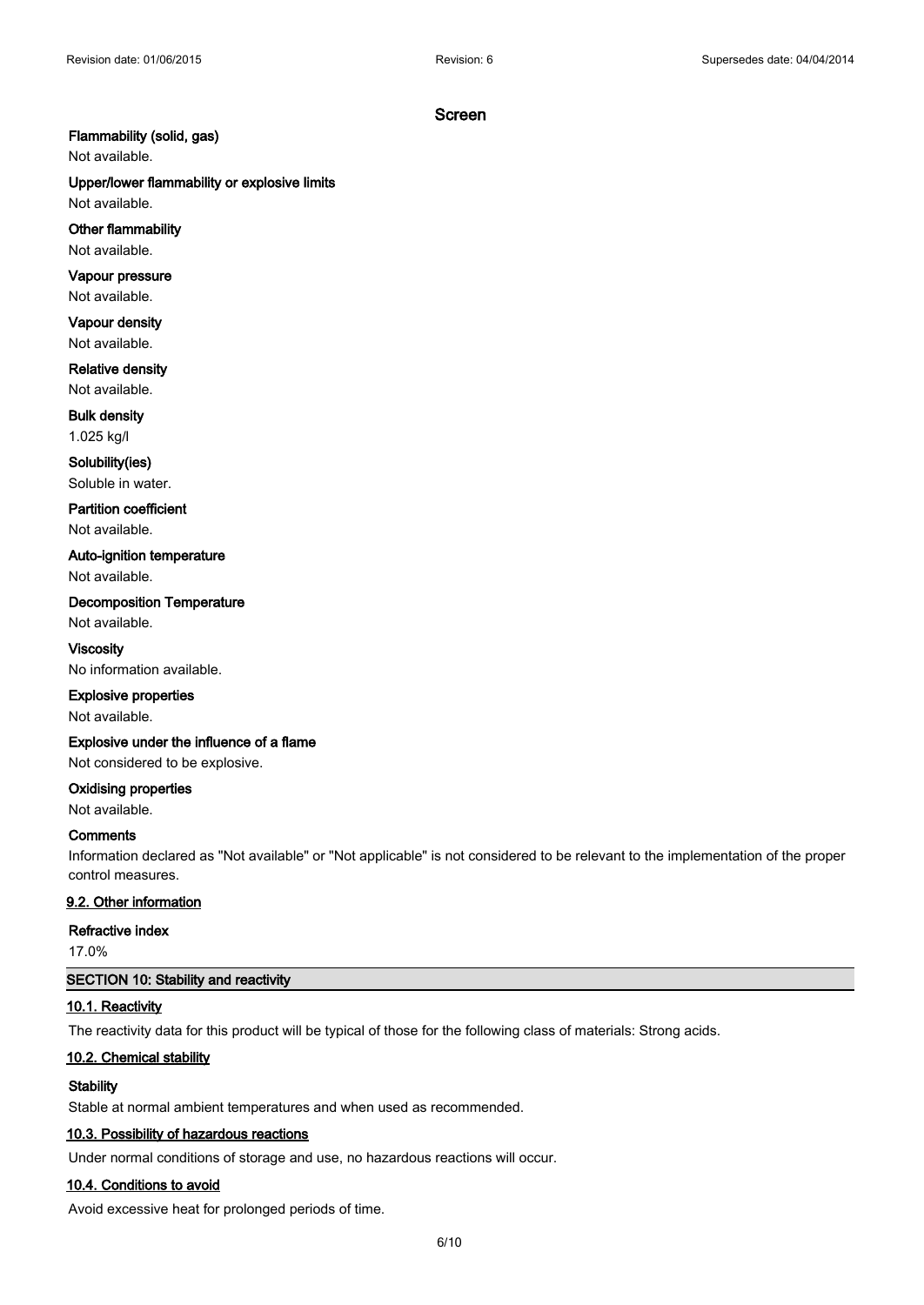Screen

**Flammability (solid, gas)**

Not available.

**Upper/lower flammability or explosive limits**

Not available.

**Other flammability**

Not available.

**Vapour pressure**

Not available.

**Vapour density**

Not available.

**Relative density**

Not available.

**Bulk density**

1.025 kg/l

**Solubility(ies)**

Soluble in water.

**Partition coefficient**

Not available.

**Auto-ignition temperature**

Not available.

**Decomposition Temperature**

Not available.

**Viscosity**

No information available.

**Explosive properties**

Not available.

**Explosive under the influence of a flame**

Not considered to be explosive.

**Oxidising properties**

Not available.

**Comments**

Information declared as "Not available" or "Not applicable" is not considered to be relevant to the implementation of the proper control measures.

### 9.2. Other information

**Refractive index**

17.0%

## SECTION 10: Stability and reactivity

### 10.1. Reactivity

The reactivity data for this product will be typical of those for the following class of materials: Strong acids.

### 10.2. Chemical stability

**Stability**

Stable at normal ambient temperatures and when used as recommended.

### 10.3. Possibility of hazardous reactions

Under normal conditions of storage and use, no hazardous reactions will occur.

### 10.4. Conditions to avoid

Avoid excessive heat for prolonged periods of time.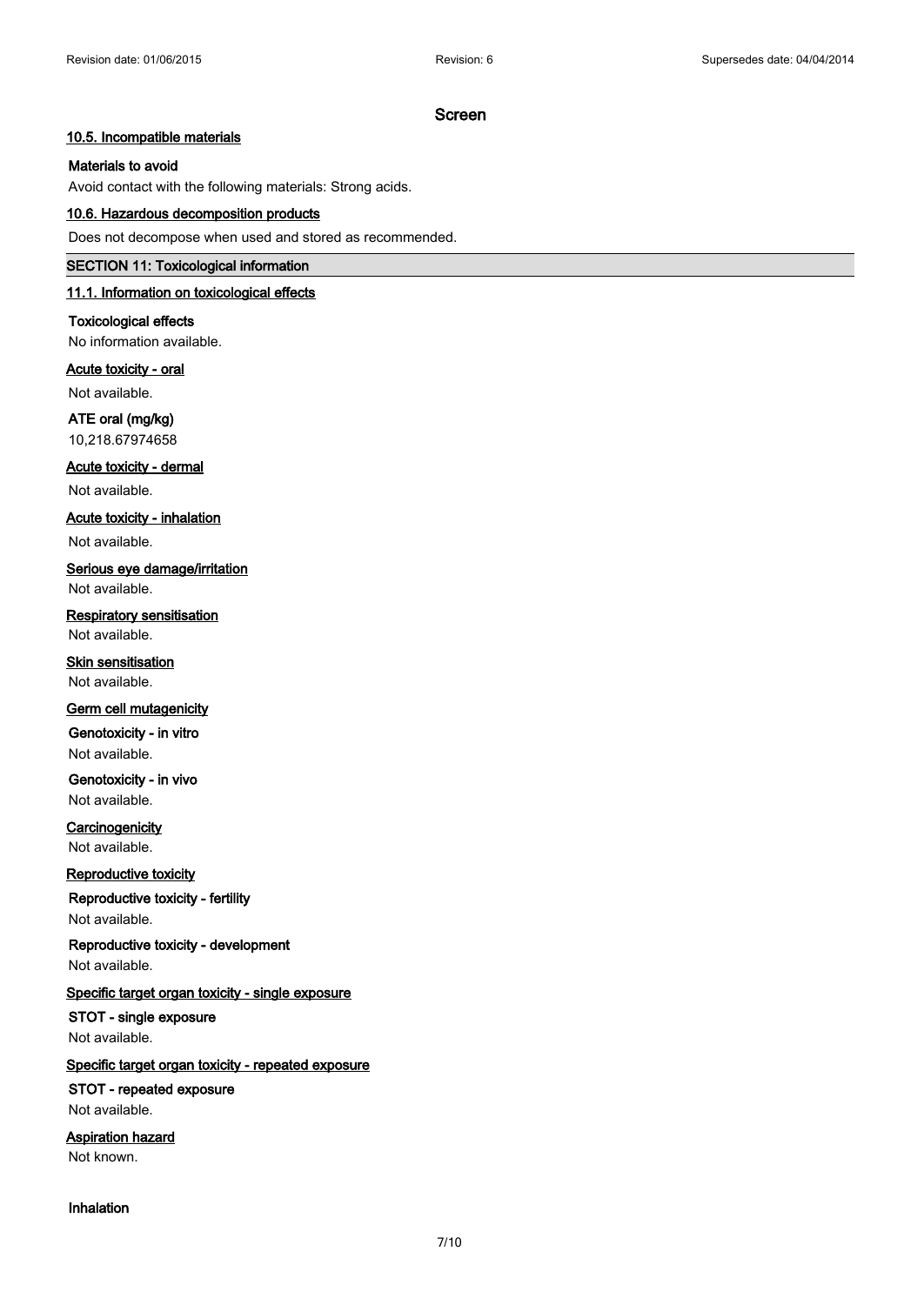# Screen

### 10.5. Incompatible materials

**Materials to avoid**

Avoid contact with the following materials: Strong acids.

### 10.6. Hazardous decomposition products

Does not decompose when used and stored as recommended.

## SECTION 11: Toxicological information

### 11.1. Information on toxicological effects

**Toxicological effects**

No information available.

**Acute toxicity - oral**

Not available.

**ATE oral (mg/kg)**

10,218.67974658

**Acute toxicity - dermal**

Not available.

**Acute toxicity - inhalation**

Not available.

**Serious eye damage/irritation**

Not available.

**Respiratory sensitisation**

Not available.

**Skin sensitisation**

Not available.

**Germ cell mutagenicity**

**Genotoxicity - in vitro**

Not available.

**Genotoxicity - in vivo**

Not available.

**Carcinogenicity**

Not available.

**Reproductive toxicity**

**Reproductive toxicity - fertility**

Not available.

**Reproductive toxicity - development**

Not available.

**Specific target organ toxicity - single exposure**

**STOT - single exposure**

Not available.

**Specific target organ toxicity - repeated exposure**

**STOT - repeated exposure**

Not available.

**Aspiration hazard**

Not known.

**Inhalation**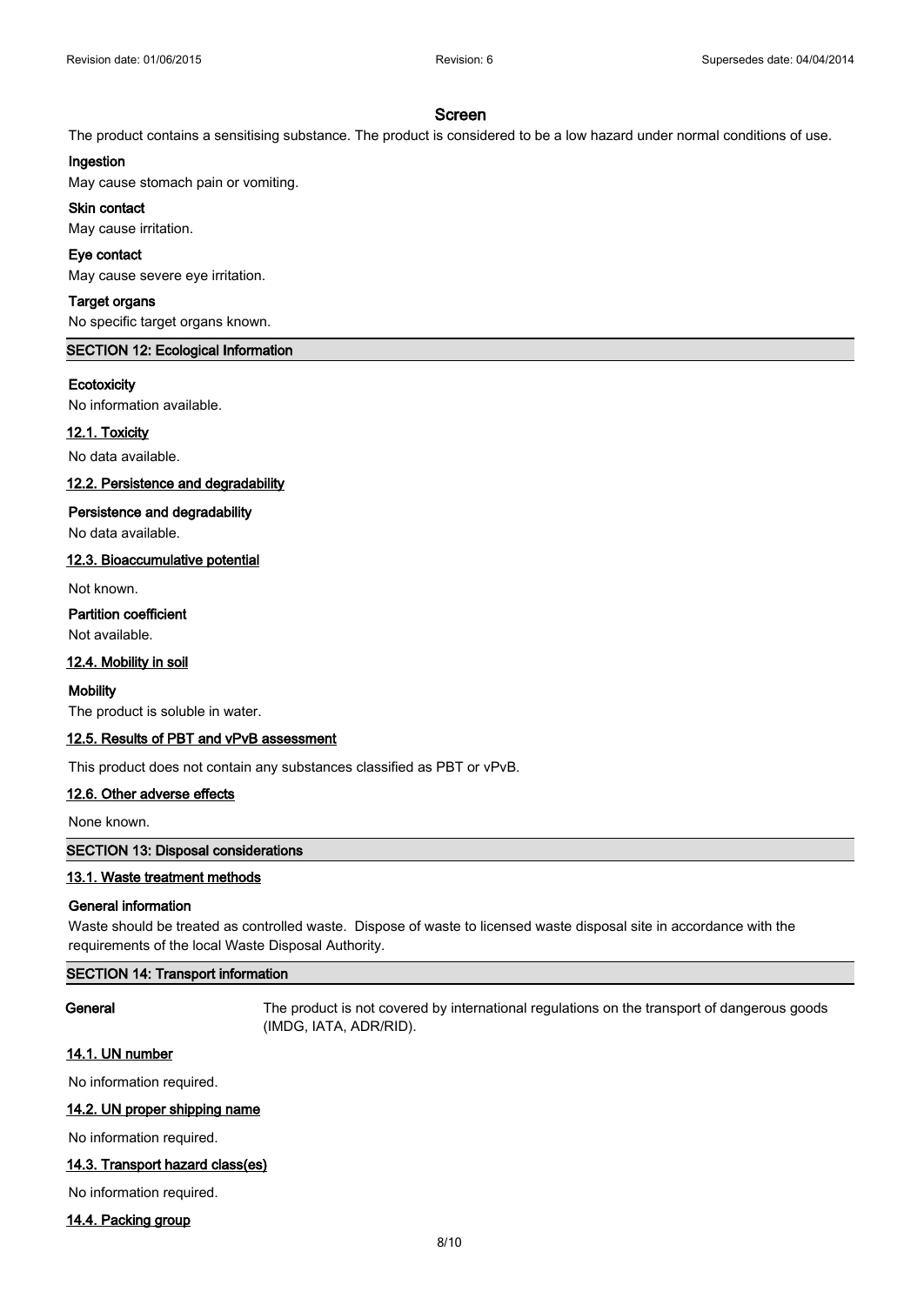### Screen

The product contains a sensitising substance. The product is considered to be a low hazard under normal conditions of use.

**Ingestion**

May cause stomach pain or vomiting.

**Skin contact**

May cause irritation.

**Eye contact**

May cause severe eye irritation.

**Target organs**

No specific target organs known.

## SECTION 12: Ecological Information

**Ecotoxicity**

No information available.

### 12.1. Toxicity

No data available.

### 12.2. Persistence and degradability

**Persistence and degradability**

No data available.

### 12.3. Bioaccumulative potential

Not known.

**Partition coefficient**

Not available.

### 12.4. Mobility in soil

**Mobility**

The product is soluble in water.

### 12.5. Results of PBT and vPvB assessment

This product does not contain any substances classified as PBT or vPvB.

### 12.6. Other adverse effects

None known.

## SECTION 13: Disposal considerations

### 13.1. Waste treatment methods

**General information**

Waste should be treated as controlled waste. Dispose of waste to licensed waste disposal site in accordance with the requirements of the local Waste Disposal Authority.

## SECTION 14: Transport information

**General** The product is not covered by international regulations on the transport of dangerous goods (IMDG, IATA, ADR/RID).

### 14.1. UN number

No information required.

### 14.2. UN proper shipping name

No information required.

### 14.3. Transport hazard class(es)

No information required.

### 14.4. Packing group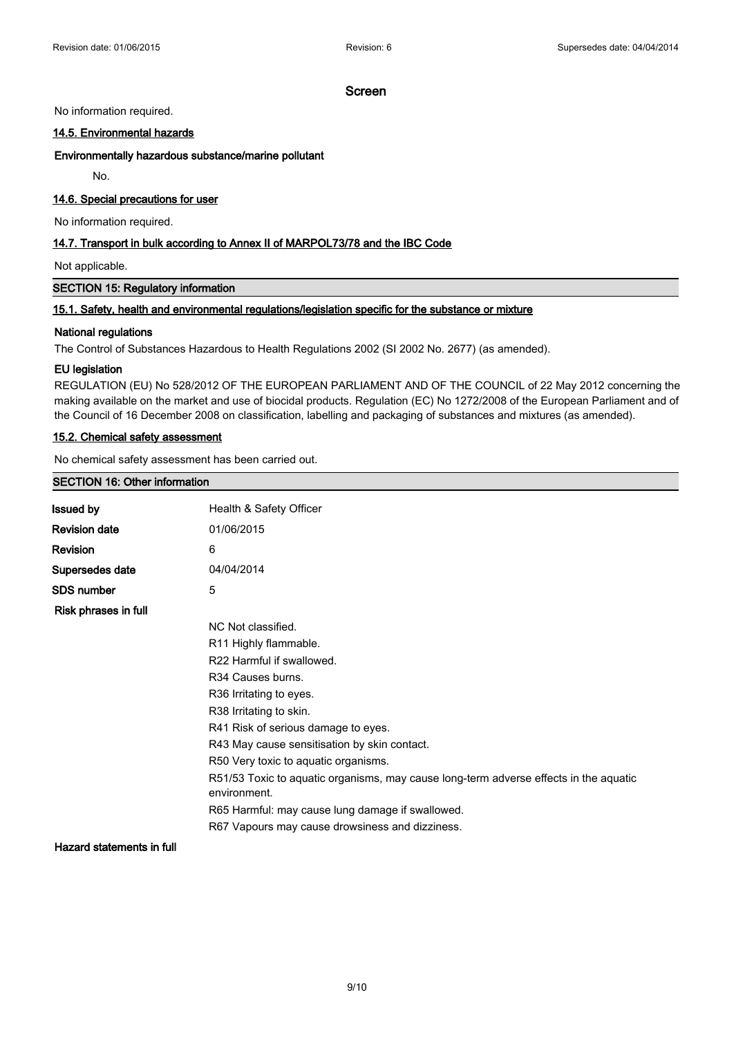Screen

No information required.

### 14.5. Environmental hazards

**Environmentally hazardous substance/marine pollutant**

No.

### 14.6. Special precautions for user

No information required.

### 14.7. Transport in bulk according to Annex II of MARPOL73/78 and the IBC Code

Not applicable.

## SECTION 15: Regulatory information

### 15.1. Safety, health and environmental regulations/legislation specific for the substance or mixture

**National regulations**

The Control of Substances Hazardous to Health Regulations 2002 (SI 2002 No. 2677) (as amended).

**EU legislation**

REGULATION (EU) No 528/2012 OF THE EUROPEAN PARLIAMENT AND OF THE COUNCIL of 22 May 2012 concerning the making available on the market and use of biocidal products. Regulation (EC) No 1272/2008 of the European Parliament and of the Council of 16 December 2008 on classification, labelling and packaging of substances and mixtures (as amended).

### 15.2. Chemical safety assessment

No chemical safety assessment has been carried out.

## SECTION 16: Other information

| | |
|---|---|
| **Issued by** | Health & Safety Officer |
| **Revision date** | 01/06/2015 |
| **Revision** | 6 |
| **Supersedes date** | 04/04/2014 |
| **SDS number** | 5 |

**Risk phrases in full**

NC Not classified.
R11 Highly flammable.
R22 Harmful if swallowed.
R34 Causes burns.
R36 Irritating to eyes.
R38 Irritating to skin.
R41 Risk of serious damage to eyes.
R43 May cause sensitisation by skin contact.
R50 Very toxic to aquatic organisms.
R51/53 Toxic to aquatic organisms, may cause long-term adverse effects in the aquatic environment.
R65 Harmful: may cause lung damage if swallowed.
R67 Vapours may cause drowsiness and dizziness.

**Hazard statements in full**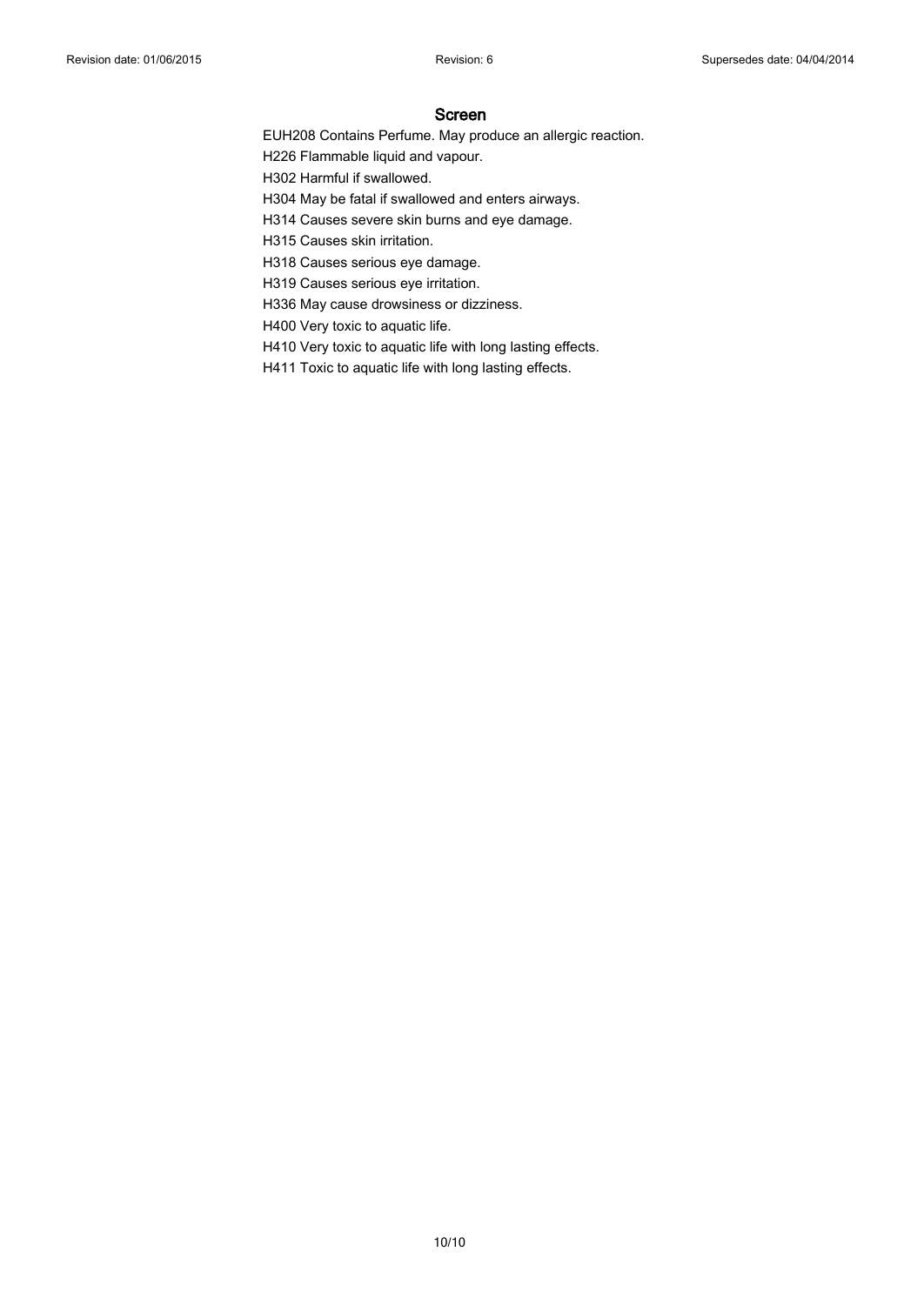## Screen

EUH208 Contains Perfume. May produce an allergic reaction.

H226 Flammable liquid and vapour.

H302 Harmful if swallowed.

H304 May be fatal if swallowed and enters airways.

H314 Causes severe skin burns and eye damage.

H315 Causes skin irritation.

H318 Causes serious eye damage.

H319 Causes serious eye irritation.

H336 May cause drowsiness or dizziness.

H400 Very toxic to aquatic life.

H410 Very toxic to aquatic life with long lasting effects.

H411 Toxic to aquatic life with long lasting effects.